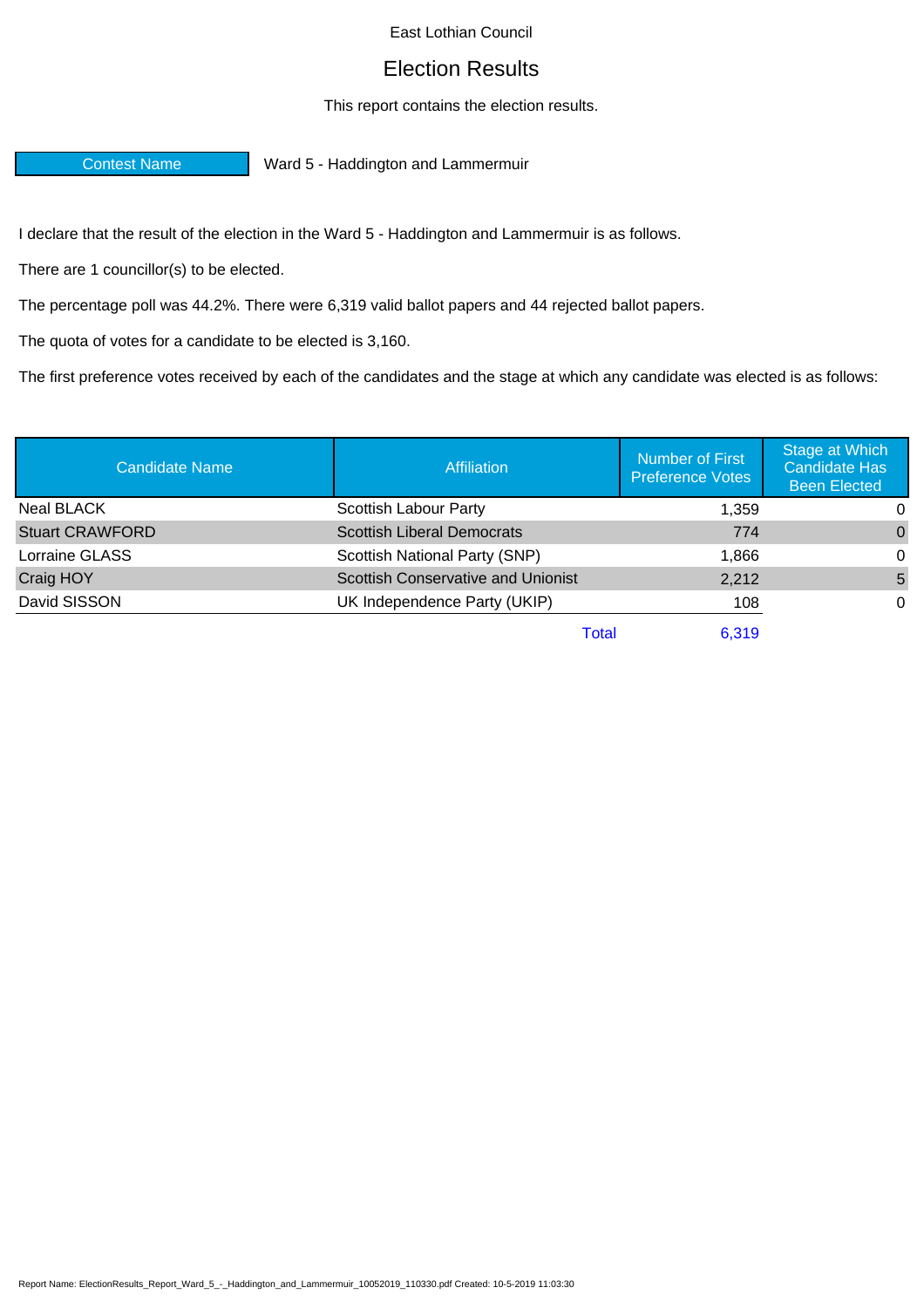East Lothian Council

# Election Results

This report contains the election results.

| Contest Name | Ward 5 - Haddington and Lammermuir |
|---|---|

I declare that the result of the election in the Ward 5 - Haddington and Lammermuir is as follows.

There are 1 councillor(s) to be elected.

The percentage poll was 44.2%. There were 6,319 valid ballot papers and 44 rejected ballot papers.

The quota of votes for a candidate to be elected is 3,160.

The first preference votes received by each of the candidates and the stage at which any candidate was elected is as follows:

| Candidate Name | Affiliation | Number of First Preference Votes | Stage at Which Candidate Has Been Elected |
|---|---|---|---|
| Neal BLACK | Scottish Labour Party | 1,359 | 0 |
| Stuart CRAWFORD | Scottish Liberal Democrats | 774 | 0 |
| Lorraine GLASS | Scottish National Party (SNP) | 1,866 | 0 |
| Craig HOY | Scottish Conservative and Unionist | 2,212 | 5 |
| David SISSON | UK Independence Party (UKIP) | 108 | 0 |
| | Total | 6,319 | |

Report Name: ElectionResults_Report_Ward_5_-_Haddington_and_Lammermuir_10052019_110330.pdf Created: 10-5-2019 11:03:30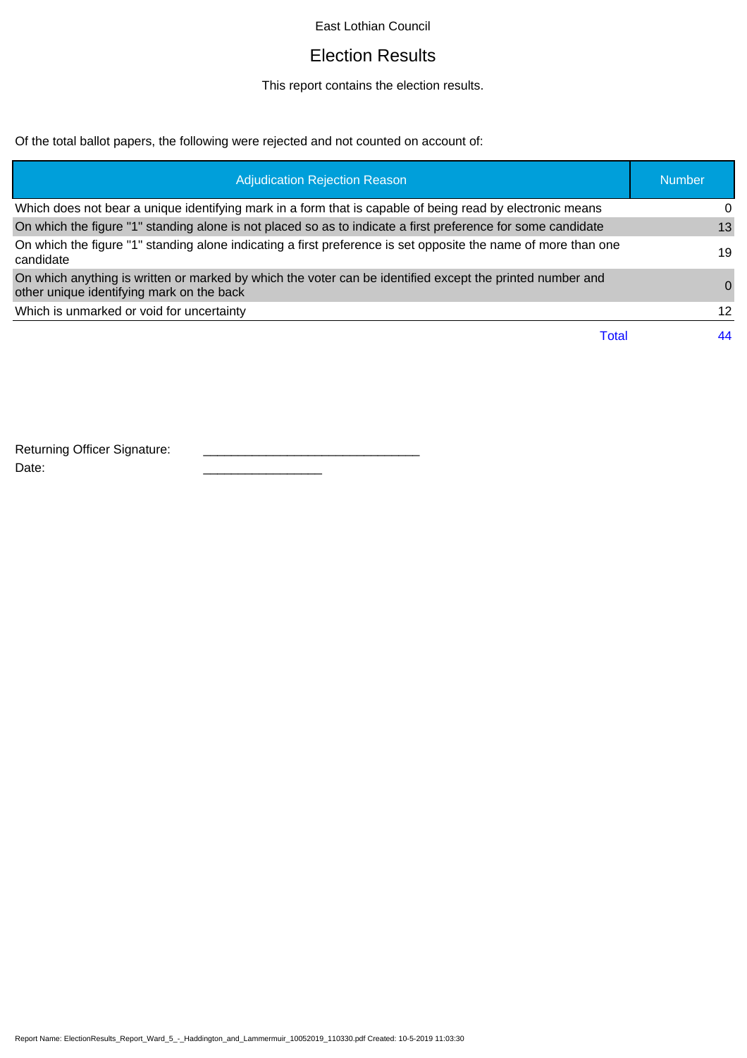East Lothian Council

# Election Results

This report contains the election results.

Of the total ballot papers, the following were rejected and not counted on account of:

| Adjudication Rejection Reason | Number |
|---|---|
| Which does not bear a unique identifying mark in a form that is capable of being read by electronic means | 0 |
| On which the figure "1" standing alone is not placed so as to indicate a first preference for some candidate | 13 |
| On which the figure "1" standing alone indicating a first preference is set opposite the name of more than one candidate | 19 |
| On which anything is written or marked by which the voter can be identified except the printed number and other unique identifying mark on the back | 0 |
| Which is unmarked or void for uncertainty | 12 |
| Total | 44 |

Returning Officer Signature: ______________________________

Date: ________________

Report Name: ElectionResults_Report_Ward_5_-_Haddington_and_Lammermuir_10052019_110330.pdf Created: 10-5-2019 11:03:30